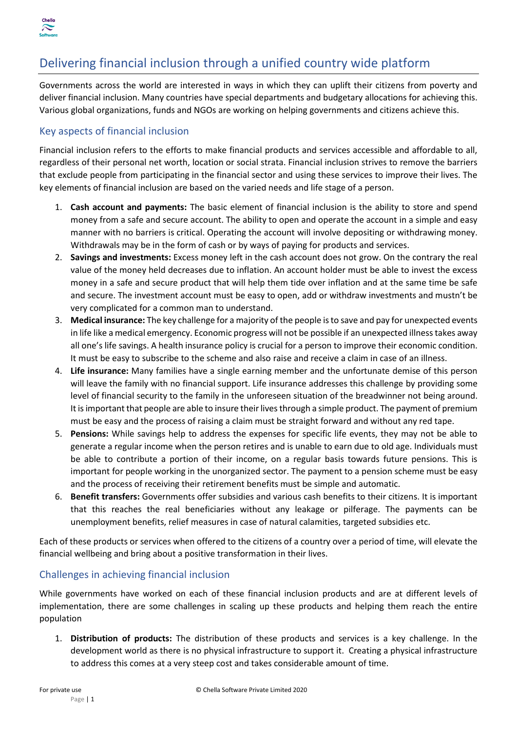# Delivering financial inclusion through a unified country wide platform

Governments across the world are interested in ways in which they can uplift their citizens from poverty and deliver financial inclusion. Many countries have special departments and budgetary allocations for achieving this. Various global organizations, funds and NGOs are working on helping governments and citizens achieve this.

## Key aspects of financial inclusion

Financial inclusion refers to the efforts to make financial products and services accessible and affordable to all, regardless of their personal net worth, location or social strata. Financial inclusion strives to remove the barriers that exclude people from participating in the financial sector and using these services to improve their lives. The key elements of financial inclusion are based on the varied needs and life stage of a person.

1. **Cash account and payments:** The basic element of financial inclusion is the ability to store and spend money from a safe and secure account. The ability to open and operate the account in a simple and easy manner with no barriers is critical. Operating the account will involve depositing or withdrawing money. Withdrawals may be in the form of cash or by ways of paying for products and services.
2. **Savings and investments:** Excess money left in the cash account does not grow. On the contrary the real value of the money held decreases due to inflation. An account holder must be able to invest the excess money in a safe and secure product that will help them tide over inflation and at the same time be safe and secure. The investment account must be easy to open, add or withdraw investments and mustn't be very complicated for a common man to understand.
3. **Medical insurance:** The key challenge for a majority of the people is to save and pay for unexpected events in life like a medical emergency. Economic progress will not be possible if an unexpected illness takes away all one's life savings. A health insurance policy is crucial for a person to improve their economic condition. It must be easy to subscribe to the scheme and also raise and receive a claim in case of an illness.
4. **Life insurance:** Many families have a single earning member and the unfortunate demise of this person will leave the family with no financial support. Life insurance addresses this challenge by providing some level of financial security to the family in the unforeseen situation of the breadwinner not being around. It is important that people are able to insure their lives through a simple product. The payment of premium must be easy and the process of raising a claim must be straight forward and without any red tape.
5. **Pensions:** While savings help to address the expenses for specific life events, they may not be able to generate a regular income when the person retires and is unable to earn due to old age. Individuals must be able to contribute a portion of their income, on a regular basis towards future pensions. This is important for people working in the unorganized sector. The payment to a pension scheme must be easy and the process of receiving their retirement benefits must be simple and automatic.
6. **Benefit transfers:** Governments offer subsidies and various cash benefits to their citizens. It is important that this reaches the real beneficiaries without any leakage or pilferage. The payments can be unemployment benefits, relief measures in case of natural calamities, targeted subsidies etc.

Each of these products or services when offered to the citizens of a country over a period of time, will elevate the financial wellbeing and bring about a positive transformation in their lives.

## Challenges in achieving financial inclusion

While governments have worked on each of these financial inclusion products and are at different levels of implementation, there are some challenges in scaling up these products and helping them reach the entire population

1. **Distribution of products:** The distribution of these products and services is a key challenge. In the development world as there is no physical infrastructure to support it. Creating a physical infrastructure to address this comes at a very steep cost and takes considerable amount of time.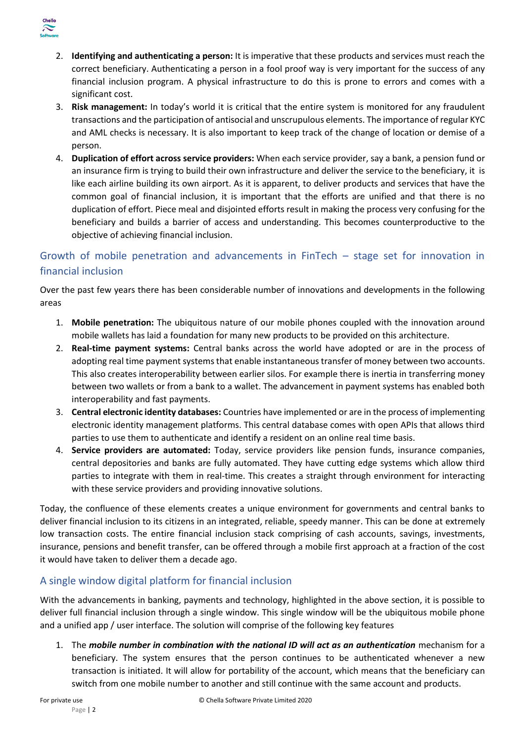2. **Identifying and authenticating a person:** It is imperative that these products and services must reach the correct beneficiary. Authenticating a person in a fool proof way is very important for the success of any financial inclusion program. A physical infrastructure to do this is prone to errors and comes with a significant cost.
3. **Risk management:** In today's world it is critical that the entire system is monitored for any fraudulent transactions and the participation of antisocial and unscrupulous elements. The importance of regular KYC and AML checks is necessary. It is also important to keep track of the change of location or demise of a person.
4. **Duplication of effort across service providers:** When each service provider, say a bank, a pension fund or an insurance firm is trying to build their own infrastructure and deliver the service to the beneficiary, it is like each airline building its own airport. As it is apparent, to deliver products and services that have the common goal of financial inclusion, it is important that the efforts are unified and that there is no duplication of effort. Piece meal and disjointed efforts result in making the process very confusing for the beneficiary and builds a barrier of access and understanding. This becomes counterproductive to the objective of achieving financial inclusion.

## Growth of mobile penetration and advancements in FinTech – stage set for innovation in financial inclusion

Over the past few years there has been considerable number of innovations and developments in the following areas

1. **Mobile penetration:** The ubiquitous nature of our mobile phones coupled with the innovation around mobile wallets has laid a foundation for many new products to be provided on this architecture.
2. **Real-time payment systems:** Central banks across the world have adopted or are in the process of adopting real time payment systems that enable instantaneous transfer of money between two accounts. This also creates interoperability between earlier silos. For example there is inertia in transferring money between two wallets or from a bank to a wallet. The advancement in payment systems has enabled both interoperability and fast payments.
3. **Central electronic identity databases:** Countries have implemented or are in the process of implementing electronic identity management platforms. This central database comes with open APIs that allows third parties to use them to authenticate and identify a resident on an online real time basis.
4. **Service providers are automated:** Today, service providers like pension funds, insurance companies, central depositories and banks are fully automated. They have cutting edge systems which allow third parties to integrate with them in real-time. This creates a straight through environment for interacting with these service providers and providing innovative solutions.

Today, the confluence of these elements creates a unique environment for governments and central banks to deliver financial inclusion to its citizens in an integrated, reliable, speedy manner. This can be done at extremely low transaction costs. The entire financial inclusion stack comprising of cash accounts, savings, investments, insurance, pensions and benefit transfer, can be offered through a mobile first approach at a fraction of the cost it would have taken to deliver them a decade ago.

## A single window digital platform for financial inclusion

With the advancements in banking, payments and technology, highlighted in the above section, it is possible to deliver full financial inclusion through a single window. This single window will be the ubiquitous mobile phone and a unified app / user interface. The solution will comprise of the following key features

1. The ***mobile number in combination with the national ID will act as an authentication*** mechanism for a beneficiary. The system ensures that the person continues to be authenticated whenever a new transaction is initiated. It will allow for portability of the account, which means that the beneficiary can switch from one mobile number to another and still continue with the same account and products.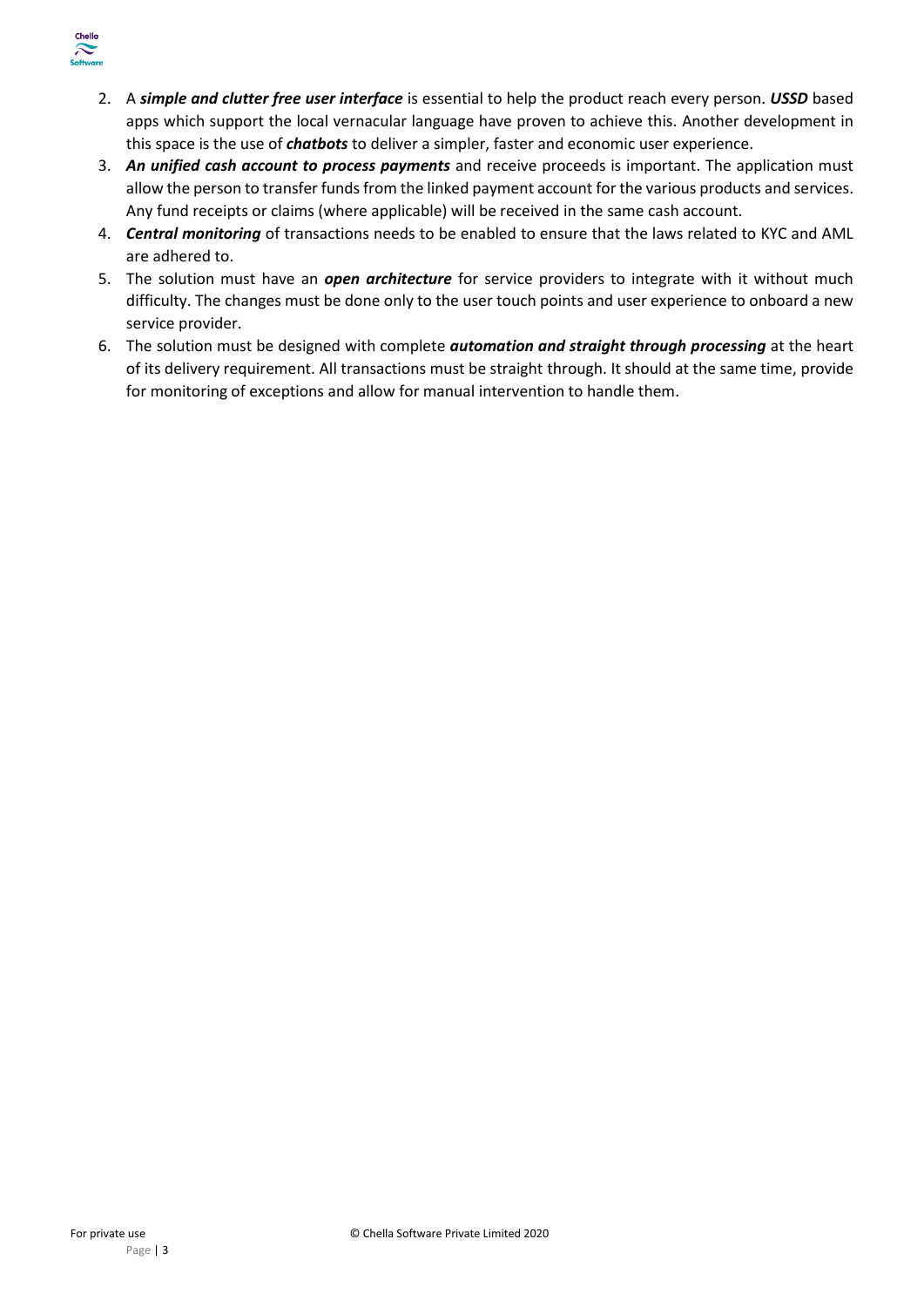2. A ***simple and clutter free user interface*** is essential to help the product reach every person. ***USSD*** based apps which support the local vernacular language have proven to achieve this. Another development in this space is the use of ***chatbots*** to deliver a simpler, faster and economic user experience.
3. ***An unified cash account to process payments*** and receive proceeds is important. The application must allow the person to transfer funds from the linked payment account for the various products and services. Any fund receipts or claims (where applicable) will be received in the same cash account.
4. ***Central monitoring*** of transactions needs to be enabled to ensure that the laws related to KYC and AML are adhered to.
5. The solution must have an ***open architecture*** for service providers to integrate with it without much difficulty. The changes must be done only to the user touch points and user experience to onboard a new service provider.
6. The solution must be designed with complete ***automation and straight through processing*** at the heart of its delivery requirement. All transactions must be straight through. It should at the same time, provide for monitoring of exceptions and allow for manual intervention to handle them.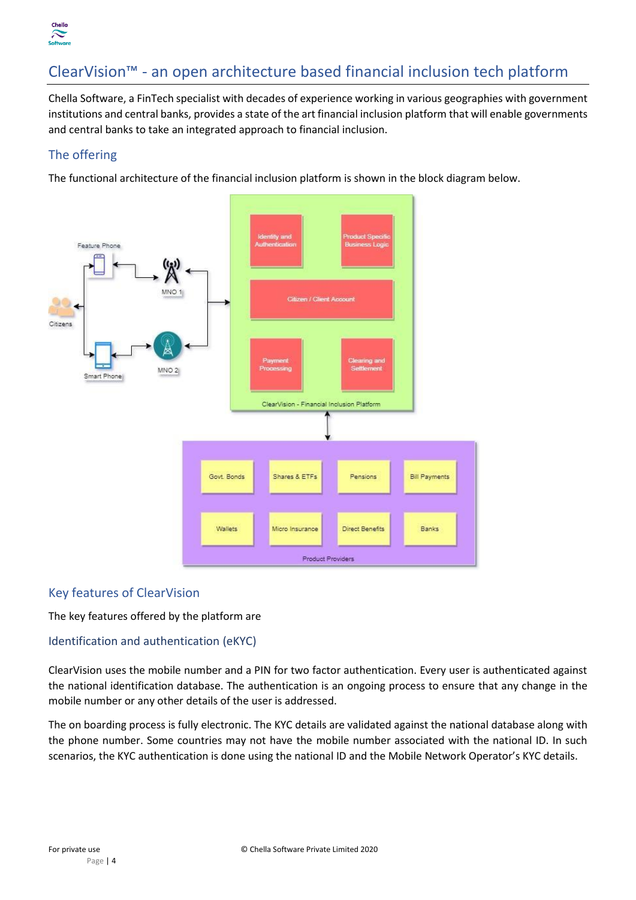# ClearVision™ - an open architecture based financial inclusion tech platform

Chella Software, a FinTech specialist with decades of experience working in various geographies with government institutions and central banks, provides a state of the art financial inclusion platform that will enable governments and central banks to take an integrated approach to financial inclusion.

## The offering

The functional architecture of the financial inclusion platform is shown in the block diagram below.

## Key features of ClearVision

The key features offered by the platform are

### Identification and authentication (eKYC)

ClearVision uses the mobile number and a PIN for two factor authentication. Every user is authenticated against the national identification database. The authentication is an ongoing process to ensure that any change in the mobile number or any other details of the user is addressed.

The on boarding process is fully electronic. The KYC details are validated against the national database along with the phone number. Some countries may not have the mobile number associated with the national ID. In such scenarios, the KYC authentication is done using the national ID and the Mobile Network Operator's KYC details.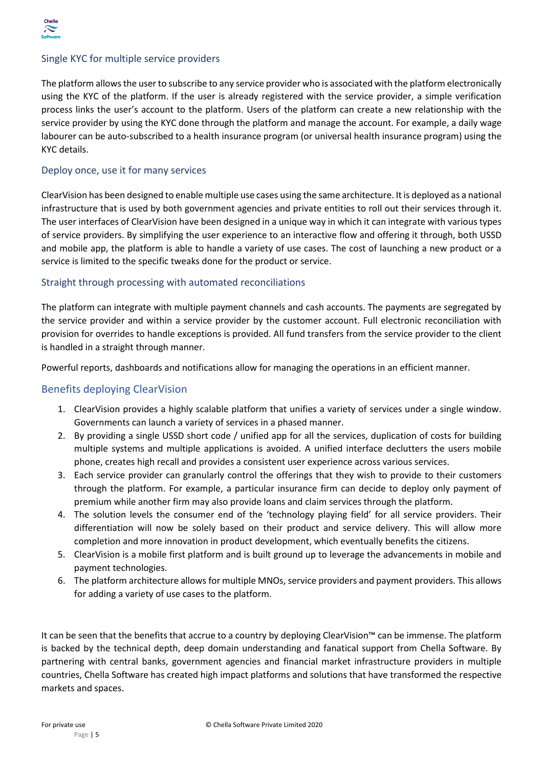## Single KYC for multiple service providers

The platform allows the user to subscribe to any service provider who is associated with the platform electronically using the KYC of the platform. If the user is already registered with the service provider, a simple verification process links the user's account to the platform. Users of the platform can create a new relationship with the service provider by using the KYC done through the platform and manage the account. For example, a daily wage labourer can be auto-subscribed to a health insurance program (or universal health insurance program) using the KYC details.

## Deploy once, use it for many services

ClearVision has been designed to enable multiple use cases using the same architecture. It is deployed as a national infrastructure that is used by both government agencies and private entities to roll out their services through it. The user interfaces of ClearVision have been designed in a unique way in which it can integrate with various types of service providers. By simplifying the user experience to an interactive flow and offering it through, both USSD and mobile app, the platform is able to handle a variety of use cases. The cost of launching a new product or a service is limited to the specific tweaks done for the product or service.

## Straight through processing with automated reconciliations

The platform can integrate with multiple payment channels and cash accounts. The payments are segregated by the service provider and within a service provider by the customer account. Full electronic reconciliation with provision for overrides to handle exceptions is provided. All fund transfers from the service provider to the client is handled in a straight through manner.

Powerful reports, dashboards and notifications allow for managing the operations in an efficient manner.

# Benefits deploying ClearVision

1. ClearVision provides a highly scalable platform that unifies a variety of services under a single window. Governments can launch a variety of services in a phased manner.
2. By providing a single USSD short code / unified app for all the services, duplication of costs for building multiple systems and multiple applications is avoided. A unified interface declutters the users mobile phone, creates high recall and provides a consistent user experience across various services.
3. Each service provider can granularly control the offerings that they wish to provide to their customers through the platform. For example, a particular insurance firm can decide to deploy only payment of premium while another firm may also provide loans and claim services through the platform.
4. The solution levels the consumer end of the 'technology playing field' for all service providers. Their differentiation will now be solely based on their product and service delivery. This will allow more completion and more innovation in product development, which eventually benefits the citizens.
5. ClearVision is a mobile first platform and is built ground up to leverage the advancements in mobile and payment technologies.
6. The platform architecture allows for multiple MNOs, service providers and payment providers. This allows for adding a variety of use cases to the platform.

It can be seen that the benefits that accrue to a country by deploying ClearVision™ can be immense. The platform is backed by the technical depth, deep domain understanding and fanatical support from Chella Software. By partnering with central banks, government agencies and financial market infrastructure providers in multiple countries, Chella Software has created high impact platforms and solutions that have transformed the respective markets and spaces.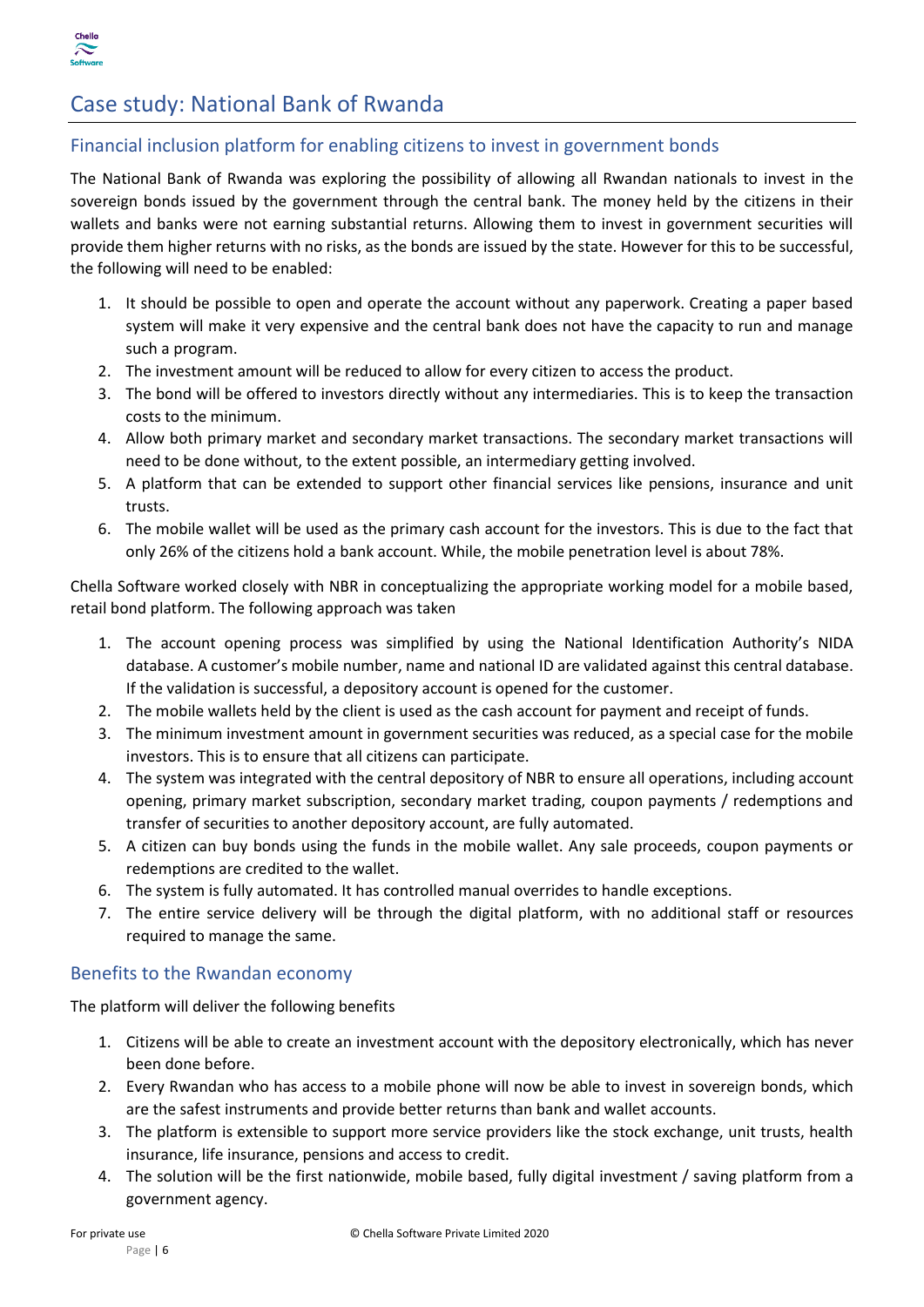# Case study: National Bank of Rwanda

## Financial inclusion platform for enabling citizens to invest in government bonds

The National Bank of Rwanda was exploring the possibility of allowing all Rwandan nationals to invest in the sovereign bonds issued by the government through the central bank. The money held by the citizens in their wallets and banks were not earning substantial returns. Allowing them to invest in government securities will provide them higher returns with no risks, as the bonds are issued by the state. However for this to be successful, the following will need to be enabled:

1. It should be possible to open and operate the account without any paperwork. Creating a paper based system will make it very expensive and the central bank does not have the capacity to run and manage such a program.
2. The investment amount will be reduced to allow for every citizen to access the product.
3. The bond will be offered to investors directly without any intermediaries. This is to keep the transaction costs to the minimum.
4. Allow both primary market and secondary market transactions. The secondary market transactions will need to be done without, to the extent possible, an intermediary getting involved.
5. A platform that can be extended to support other financial services like pensions, insurance and unit trusts.
6. The mobile wallet will be used as the primary cash account for the investors. This is due to the fact that only 26% of the citizens hold a bank account. While, the mobile penetration level is about 78%.

Chella Software worked closely with NBR in conceptualizing the appropriate working model for a mobile based, retail bond platform. The following approach was taken

1. The account opening process was simplified by using the National Identification Authority's NIDA database. A customer's mobile number, name and national ID are validated against this central database. If the validation is successful, a depository account is opened for the customer.
2. The mobile wallets held by the client is used as the cash account for payment and receipt of funds.
3. The minimum investment amount in government securities was reduced, as a special case for the mobile investors. This is to ensure that all citizens can participate.
4. The system was integrated with the central depository of NBR to ensure all operations, including account opening, primary market subscription, secondary market trading, coupon payments / redemptions and transfer of securities to another depository account, are fully automated.
5. A citizen can buy bonds using the funds in the mobile wallet. Any sale proceeds, coupon payments or redemptions are credited to the wallet.
6. The system is fully automated. It has controlled manual overrides to handle exceptions.
7. The entire service delivery will be through the digital platform, with no additional staff or resources required to manage the same.

## Benefits to the Rwandan economy

The platform will deliver the following benefits

1. Citizens will be able to create an investment account with the depository electronically, which has never been done before.
2. Every Rwandan who has access to a mobile phone will now be able to invest in sovereign bonds, which are the safest instruments and provide better returns than bank and wallet accounts.
3. The platform is extensible to support more service providers like the stock exchange, unit trusts, health insurance, life insurance, pensions and access to credit.
4. The solution will be the first nationwide, mobile based, fully digital investment / saving platform from a government agency.